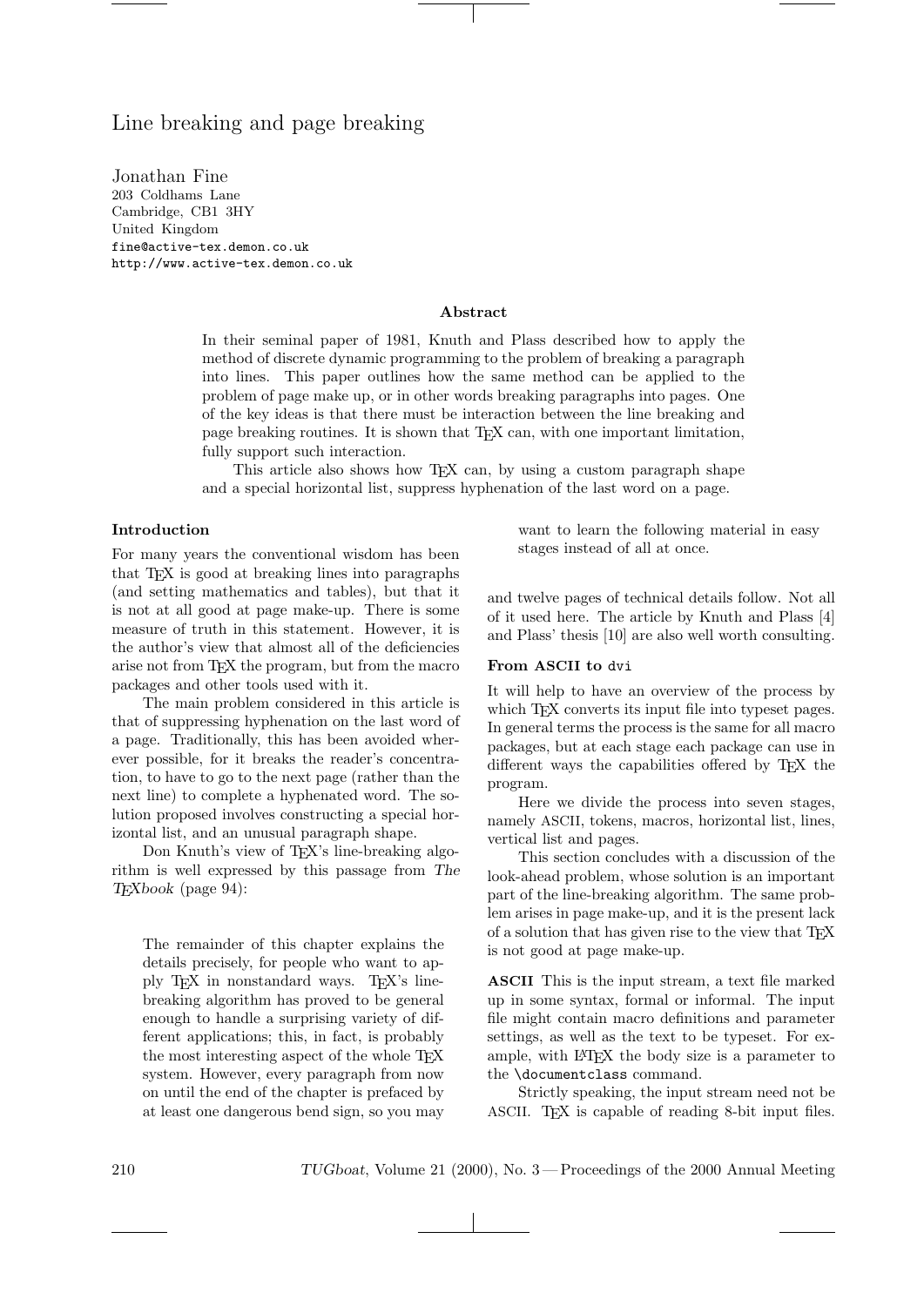# Line breaking and page breaking

Jonathan Fine
203 Coldhams Lane
Cambridge, CB1 3HY
United Kingdom
fine@active-tex.demon.co.uk
http://www.active-tex.demon.co.uk

### Abstract

In their seminal paper of 1981, Knuth and Plass described how to apply the method of discrete dynamic programming to the problem of breaking a paragraph into lines. This paper outlines how the same method can be applied to the problem of page make up, or in other words breaking paragraphs into pages. One of the key ideas is that there must be interaction between the line breaking and page breaking routines. It is shown that TeX can, with one important limitation, fully support such interaction.

This article also shows how TeX can, by using a custom paragraph shape and a special horizontal list, suppress hyphenation of the last word on a page.

## Introduction

For many years the conventional wisdom has been that TeX is good at breaking lines into paragraphs (and setting mathematics and tables), but that it is not at all good at page make-up. There is some measure of truth in this statement. However, it is the author's view that almost all of the deficiencies arise not from TeX the program, but from the macro packages and other tools used with it.

The main problem considered in this article is that of suppressing hyphenation on the last word of a page. Traditionally, this has been avoided wherever possible, for it breaks the reader's concentration, to have to go to the next page (rather than the next line) to complete a hyphenated word. The solution proposed involves constructing a special horizontal list, and an unusual paragraph shape.

Don Knuth's view of TeX's line-breaking algorithm is well expressed by this passage from *The TeXbook* (page 94):

> The remainder of this chapter explains the details precisely, for people who want to apply TeX in nonstandard ways. TeX's line-breaking algorithm has proved to be general enough to handle a surprising variety of different applications; this, in fact, is probably the most interesting aspect of the whole TeX system. However, every paragraph from now on until the end of the chapter is prefaced by at least one dangerous bend sign, so you may want to learn the following material in easy stages instead of all at once.

and twelve pages of technical details follow. Not all of it used here. The article by Knuth and Plass [4] and Plass' thesis [10] are also well worth consulting.

## From ASCII to `dvi`

It will help to have an overview of the process by which TeX converts its input file into typeset pages. In general terms the process is the same for all macro packages, but at each stage each package can use in different ways the capabilities offered by TeX the program.

Here we divide the process into seven stages, namely ASCII, tokens, macros, horizontal list, lines, vertical list and pages.

This section concludes with a discussion of the look-ahead problem, whose solution is an important part of the line-breaking algorithm. The same problem arises in page make-up, and it is the present lack of a solution that has given rise to the view that TeX is not good at page make-up.

**ASCII** This is the input stream, a text file marked up in some syntax, formal or informal. The input file might contain macro definitions and parameter settings, as well as the text to be typeset. For example, with LaTeX the body size is a parameter to the `\documentclass` command.

Strictly speaking, the input stream need not be ASCII. TeX is capable of reading 8-bit input files.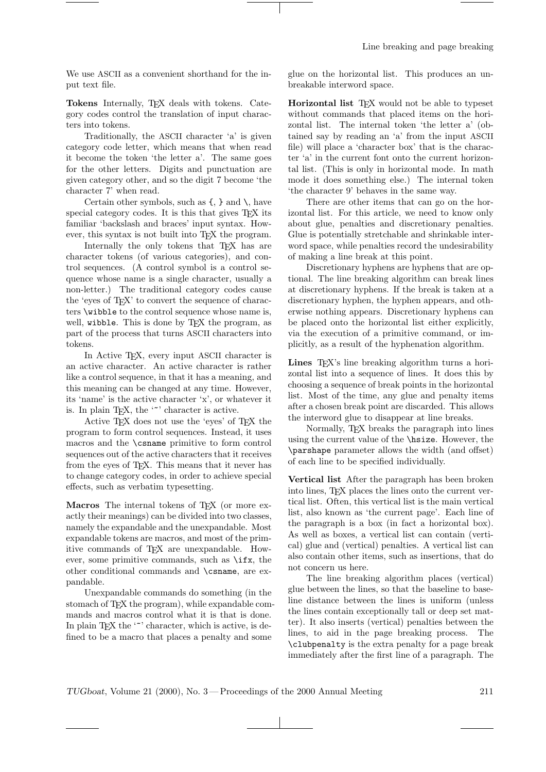We use ASCII as a convenient shorthand for the input text file.

**Tokens** Internally, TeX deals with tokens. Category codes control the translation of input characters into tokens.

Traditionally, the ASCII character 'a' is given category code letter, which means that when read it become the token 'the letter a'. The same goes for the other letters. Digits and punctuation are given category other, and so the digit 7 become 'the character 7' when read.

Certain other symbols, such as {, } and \, have special category codes. It is this that gives TeX its familiar 'backslash and braces' input syntax. However, this syntax is not built into TeX the program.

Internally the only tokens that TeX has are character tokens (of various categories), and control sequences. (A control symbol is a control sequence whose name is a single character, usually a non-letter.) The traditional category codes cause the 'eyes of TeX' to convert the sequence of characters `\wibble` to the control sequence whose name is, well, `wibble`. This is done by TeX the program, as part of the process that turns ASCII characters into tokens.

In Active TeX, every input ASCII character is an active character. An active character is rather like a control sequence, in that it has a meaning, and this meaning can be changed at any time. However, its 'name' is the active character 'x', or whatever it is. In plain TeX, the '~' character is active.

Active TeX does not use the 'eyes' of TeX the program to form control sequences. Instead, it uses macros and the `\csname` primitive to form control sequences out of the active characters that it receives from the eyes of TeX. This means that it never has to change category codes, in order to achieve special effects, such as verbatim typesetting.

**Macros** The internal tokens of TeX (or more exactly their meanings) can be divided into two classes, namely the expandable and the unexpandable. Most expandable tokens are macros, and most of the primitive commands of TeX are unexpandable. However, some primitive commands, such as `\ifx`, the other conditional commands and `\csname`, are expandable.

Unexpandable commands do something (in the stomach of TeX the program), while expandable commands and macros control what it is that is done. In plain TeX the '~' character, which is active, is defined to be a macro that places a penalty and some glue on the horizontal list. This produces an unbreakable interword space.

**Horizontal list** TeX would not be able to typeset without commands that placed items on the horizontal list. The internal token 'the letter a' (obtained say by reading an 'a' from the input ASCII file) will place a 'character box' that is the character 'a' in the current font onto the current horizontal list. (This is only in horizontal mode. In math mode it does something else.) The internal token 'the character 9' behaves in the same way.

There are other items that can go on the horizontal list. For this article, we need to know only about glue, penalties and discretionary penalties. Glue is potentially stretchable and shrinkable interword space, while penalties record the undesirability of making a line break at this point.

Discretionary hyphens are hyphens that are optional. The line breaking algorithm can break lines at discretionary hyphens. If the break is taken at a discretionary hyphen, the hyphen appears, and otherwise nothing appears. Discretionary hyphens can be placed onto the horizontal list either explicitly, via the execution of a primitive command, or implicitly, as a result of the hyphenation algorithm.

**Lines** TeX's line breaking algorithm turns a horizontal list into a sequence of lines. It does this by choosing a sequence of break points in the horizontal list. Most of the time, any glue and penalty items after a chosen break point are discarded. This allows the interword glue to disappear at line breaks.

Normally, TeX breaks the paragraph into lines using the current value of the `\hsize`. However, the `\parshape` parameter allows the width (and offset) of each line to be specified individually.

**Vertical list** After the paragraph has been broken into lines, TeX places the lines onto the current vertical list. Often, this vertical list is the main vertical list, also known as 'the current page'. Each line of the paragraph is a box (in fact a horizontal box). As well as boxes, a vertical list can contain (vertical) glue and (vertical) penalties. A vertical list can also contain other items, such as insertions, that do not concern us here.

The line breaking algorithm places (vertical) glue between the lines, so that the baseline to baseline distance between the lines is uniform (unless the lines contain exceptionally tall or deep set matter). It also inserts (vertical) penalties between the lines, to aid in the page breaking process. The `\clubpenalty` is the extra penalty for a page break immediately after the first line of a paragraph. The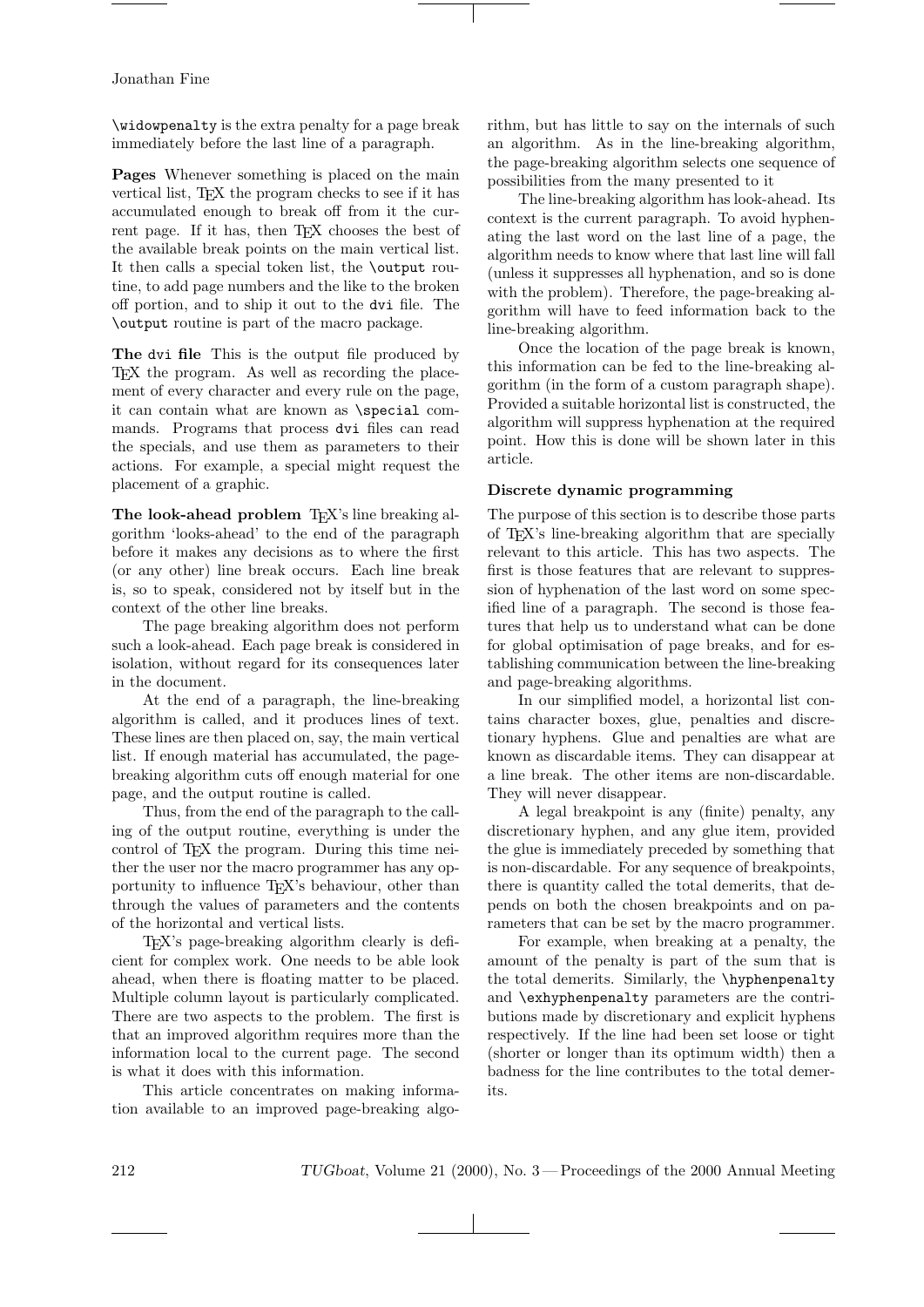\widowpenalty is the extra penalty for a page break immediately before the last line of a paragraph.

**Pages** Whenever something is placed on the main vertical list, TeX the program checks to see if it has accumulated enough to break off from it the current page. If it has, then TeX chooses the best of the available break points on the main vertical list. It then calls a special token list, the \output routine, to add page numbers and the like to the broken off portion, and to ship it out to the dvi file. The \output routine is part of the macro package.

**The dvi file** This is the output file produced by TeX the program. As well as recording the placement of every character and every rule on the page, it can contain what are known as \special commands. Programs that process dvi files can read the specials, and use them as parameters to their actions. For example, a special might request the placement of a graphic.

**The look-ahead problem** TeX's line breaking algorithm 'looks-ahead' to the end of the paragraph before it makes any decisions as to where the first (or any other) line break occurs. Each line break is, so to speak, considered not by itself but in the context of the other line breaks.

The page breaking algorithm does not perform such a look-ahead. Each page break is considered in isolation, without regard for its consequences later in the document.

At the end of a paragraph, the line-breaking algorithm is called, and it produces lines of text. These lines are then placed on, say, the main vertical list. If enough material has accumulated, the page-breaking algorithm cuts off enough material for one page, and the output routine is called.

Thus, from the end of the paragraph to the calling of the output routine, everything is under the control of TeX the program. During this time neither the user nor the macro programmer has any opportunity to influence TeX's behaviour, other than through the values of parameters and the contents of the horizontal and vertical lists.

TeX's page-breaking algorithm clearly is deficient for complex work. One needs to be able look ahead, when there is floating matter to be placed. Multiple column layout is particularly complicated. There are two aspects to the problem. The first is that an improved algorithm requires more than the information local to the current page. The second is what it does with this information.

This article concentrates on making information available to an improved page-breaking algorithm, but has little to say on the internals of such an algorithm. As in the line-breaking algorithm, the page-breaking algorithm selects one sequence of possibilities from the many presented to it

The line-breaking algorithm has look-ahead. Its context is the current paragraph. To avoid hyphenating the last word on the last line of a page, the algorithm needs to know where that last line will fall (unless it suppresses all hyphenation, and so is done with the problem). Therefore, the page-breaking algorithm will have to feed information back to the line-breaking algorithm.

Once the location of the page break is known, this information can be fed to the line-breaking algorithm (in the form of a custom paragraph shape). Provided a suitable horizontal list is constructed, the algorithm will suppress hyphenation at the required point. How this is done will be shown later in this article.

### Discrete dynamic programming

The purpose of this section is to describe those parts of TeX's line-breaking algorithm that are specially relevant to this article. This has two aspects. The first is those features that are relevant to suppression of hyphenation of the last word on some specified line of a paragraph. The second is those features that help us to understand what can be done for global optimisation of page breaks, and for establishing communication between the line-breaking and page-breaking algorithms.

In our simplified model, a horizontal list contains character boxes, glue, penalties and discretionary hyphens. Glue and penalties are what are known as discardable items. They can disappear at a line break. The other items are non-discardable. They will never disappear.

A legal breakpoint is any (finite) penalty, any discretionary hyphen, and any glue item, provided the glue is immediately preceded by something that is non-discardable. For any sequence of breakpoints, there is quantity called the total demerits, that depends on both the chosen breakpoints and on parameters that can be set by the macro programmer.

For example, when breaking at a penalty, the amount of the penalty is part of the sum that is the total demerits. Similarly, the \hyphenpenalty and \exhyphenpenalty parameters are the contributions made by discretionary and explicit hyphens respectively. If the line had been set loose or tight (shorter or longer than its optimum width) then a badness for the line contributes to the total demerits.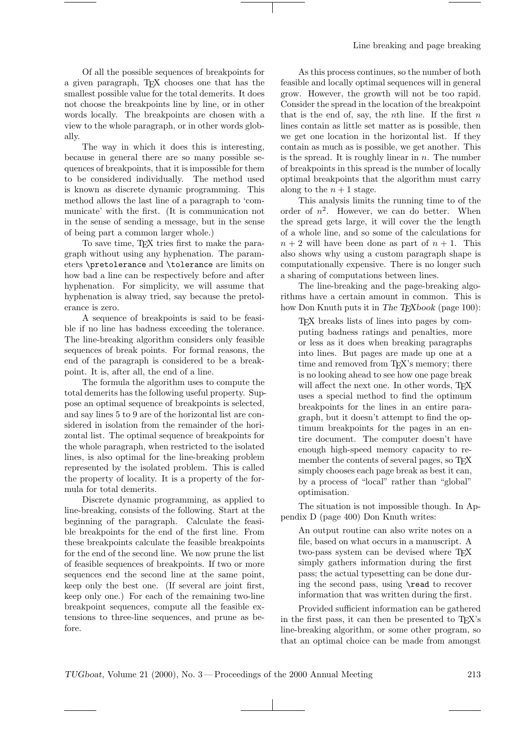Of all the possible sequences of breakpoints for a given paragraph, TeX chooses one that has the smallest possible value for the total demerits. It does not choose the breakpoints line by line, or in other words locally. The breakpoints are chosen with a view to the whole paragraph, or in other words globally.

The way in which it does this is interesting, because in general there are so many possible sequences of breakpoints, that it is impossible for them to be considered individually. The method used is known as discrete dynamic programming. This method allows the last line of a paragraph to 'communicate' with the first. (It is communication not in the sense of sending a message, but in the sense of being part a common larger whole.)

To save time, TeX tries first to make the paragraph without using any hyphenation. The parameters `\pretolerance` and `\tolerance` are limits on how bad a line can be respectively before and after hyphenation. For simplicity, we will assume that hyphenation is alway tried, say because the pretolerance is zero.

A sequence of breakpoints is said to be feasible if no line has badness exceeding the tolerance. The line-breaking algorithm considers only feasible sequences of break points. For formal reasons, the end of the paragraph is considered to be a breakpoint. It is, after all, the end of a line.

The formula the algorithm uses to compute the total demerits has the following useful property. Suppose an optimal sequence of breakpoints is selected, and say lines 5 to 9 are of the horizontal list are considered in isolation from the remainder of the horizontal list. The optimal sequence of breakpoints for the whole paragraph, when restricted to the isolated lines, is also optimal for the line-breaking problem represented by the isolated problem. This is called the property of locality. It is a property of the formula for total demerits.

Discrete dynamic programming, as applied to line-breaking, consists of the following. Start at the beginning of the paragraph. Calculate the feasible breakpoints for the end of the first line. From these breakpoints calculate the feasible breakpoints for the end of the second line. We now prune the list of feasible sequences of breakpoints. If two or more sequences end the second line at the same point, keep only the best one. (If several are joint first, keep only one.) For each of the remaining two-line breakpoint sequences, compute all the feasible extensions to three-line sequences, and prune as before.

As this process continues, so the number of both feasible and locally optimal sequences will in general grow. However, the growth will not be too rapid. Consider the spread in the location of the breakpoint that is the end of, say, the $n$th line. If the first $n$ lines contain as little set matter as is possible, then we get one location in the horizontal list. If they contain as much as is possible, we get another. This is the spread. It is roughly linear in $n$. The number of breakpoints in this spread is the number of locally optimal breakpoints that the algorithm must carry along to the $n+1$ stage.

This analysis limits the running time to of the order of $n^2$. However, we can do better. When the spread gets large, it will cover the the length of a whole line, and so some of the calculations for $n+2$ will have been done as part of $n+1$. This also shows why using a custom paragraph shape is computationally expensive. There is no longer such a sharing of computations between lines.

The line-breaking and the page-breaking algorithms have a certain amount in common. This is how Don Knuth puts it in *The TeXbook* (page 100):

> TeX breaks lists of lines into pages by computing badness ratings and penalties, more or less as it does when breaking paragraphs into lines. But pages are made up one at a time and removed from TeX's memory; there is no looking ahead to see how one page break will affect the next one. In other words, TeX uses a special method to find the optimum breakpoints for the lines in an entire paragraph, but it doesn't attempt to find the optimum breakpoints for the pages in an entire document. The computer doesn't have enough high-speed memory capacity to remember the contents of several pages, so TeX simply chooses each page break as best it can, by a process of "local" rather than "global" optimisation.

The situation is not impossible though. In Appendix D (page 400) Don Knuth writes:

> An output routine can also write notes on a file, based on what occurs in a manuscript. A two-pass system can be devised where TeX simply gathers information during the first pass; the actual typesetting can be done during the second pass, using `\read` to recover information that was written during the first.

Provided sufficient information can be gathered in the first pass, it can then be presented to TeX's line-breaking algorithm, or some other program, so that an optimal choice can be made from amongst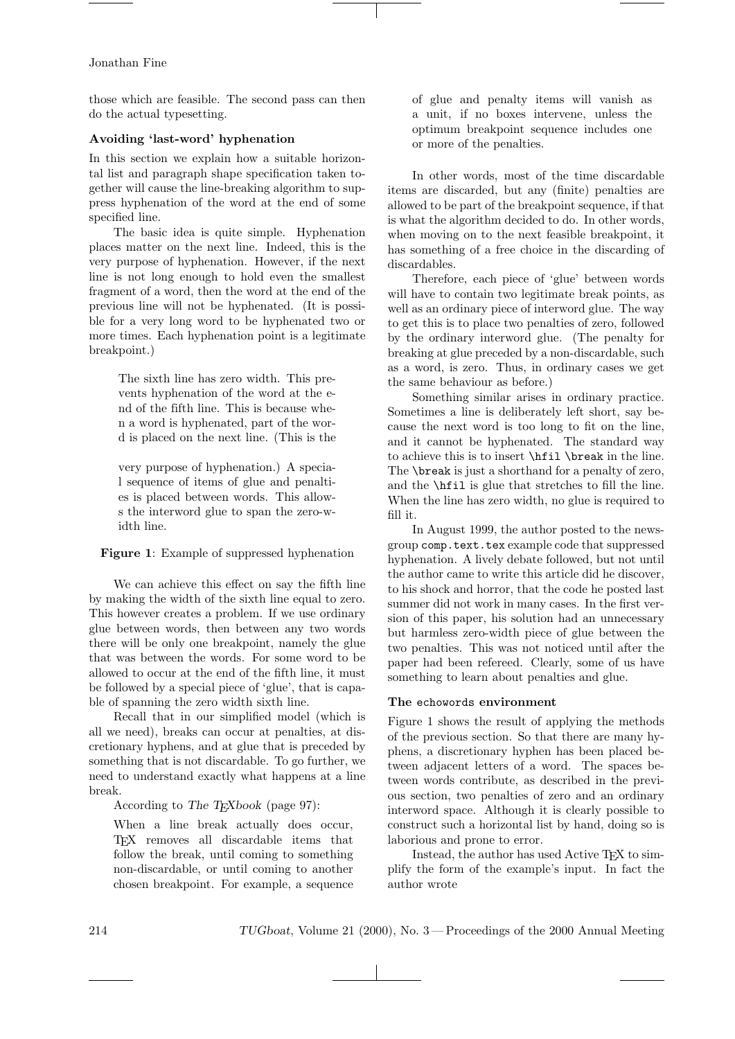those which are feasible. The second pass can then do the actual typesetting.

### Avoiding 'last-word' hyphenation

In this section we explain how a suitable horizontal list and paragraph shape specification taken together will cause the line-breaking algorithm to suppress hyphenation of the word at the end of some specified line.

The basic idea is quite simple. Hyphenation places matter on the next line. Indeed, this is the very purpose of hyphenation. However, if the next line is not long enough to hold even the smallest fragment of a word, then the word at the end of the previous line will not be hyphenated. (It is possible for a very long word to be hyphenated two or more times. Each hyphenation point is a legitimate breakpoint.)

> The sixth line has zero width. This prevents hyphenation of the word at the e-
> nd of the fifth line. This is because whe-
> n a word is hyphenated, part of the wor-
> d is placed on the next line. (This is the
>
> very purpose of hyphenation.) A specia-
> l sequence of items of glue and penalti-
> es is placed between words. This allow-
> s the interword glue to span the zero-w-
> idth line.

**Figure 1**: Example of suppressed hyphenation

We can achieve this effect on say the fifth line by making the width of the sixth line equal to zero. This however creates a problem. If we use ordinary glue between words, then between any two words there will be only one breakpoint, namely the glue that was between the words. For some word to be allowed to occur at the end of the fifth line, it must be followed by a special piece of 'glue', that is capable of spanning the zero width sixth line.

Recall that in our simplified model (which is all we need), breaks can occur at penalties, at discretionary hyphens, and at glue that is preceded by something that is not discardable. To go further, we need to understand exactly what happens at a line break.

According to *The TEXbook* (page 97):

> When a line break actually does occur, TEX removes all discardable items that follow the break, until coming to something non-discardable, or until coming to another chosen breakpoint. For example, a sequence of glue and penalty items will vanish as a unit, if no boxes intervene, unless the optimum breakpoint sequence includes one or more of the penalties.

In other words, most of the time discardable items are discarded, but any (finite) penalties are allowed to be part of the breakpoint sequence, if that is what the algorithm decided to do. In other words, when moving on to the next feasible breakpoint, it has something of a free choice in the discarding of discardables.

Therefore, each piece of 'glue' between words will have to contain two legitimate break points, as well as an ordinary piece of interword glue. The way to get this is to place two penalties of zero, followed by the ordinary interword glue. (The penalty for breaking at glue preceded by a non-discardable, such as a word, is zero. Thus, in ordinary cases we get the same behaviour as before.)

Something similar arises in ordinary practice. Sometimes a line is deliberately left short, say because the next word is too long to fit on the line, and it cannot be hyphenated. The standard way to achieve this is to insert `\hfil \break` in the line. The `\break` is just a shorthand for a penalty of zero, and the `\hfil` is glue that stretches to fill the line. When the line has zero width, no glue is required to fill it.

In August 1999, the author posted to the newsgroup `comp.text.tex` example code that suppressed hyphenation. A lively debate followed, but not until the author came to write this article did he discover, to his shock and horror, that the code he posted last summer did not work in many cases. In the first version of this paper, his solution had an unnecessary but harmless zero-width piece of glue between the two penalties. This was not noticed until after the paper had been refereed. Clearly, some of us have something to learn about penalties and glue.

### The `echowords` environment

Figure 1 shows the result of applying the methods of the previous section. So that there are many hyphens, a discretionary hyphen has been placed between adjacent letters of a word. The spaces between words contribute, as described in the previous section, two penalties of zero and an ordinary interword space. Although it is clearly possible to construct such a horizontal list by hand, doing so is laborious and prone to error.

Instead, the author has used Active TEX to simplify the form of the example's input. In fact the author wrote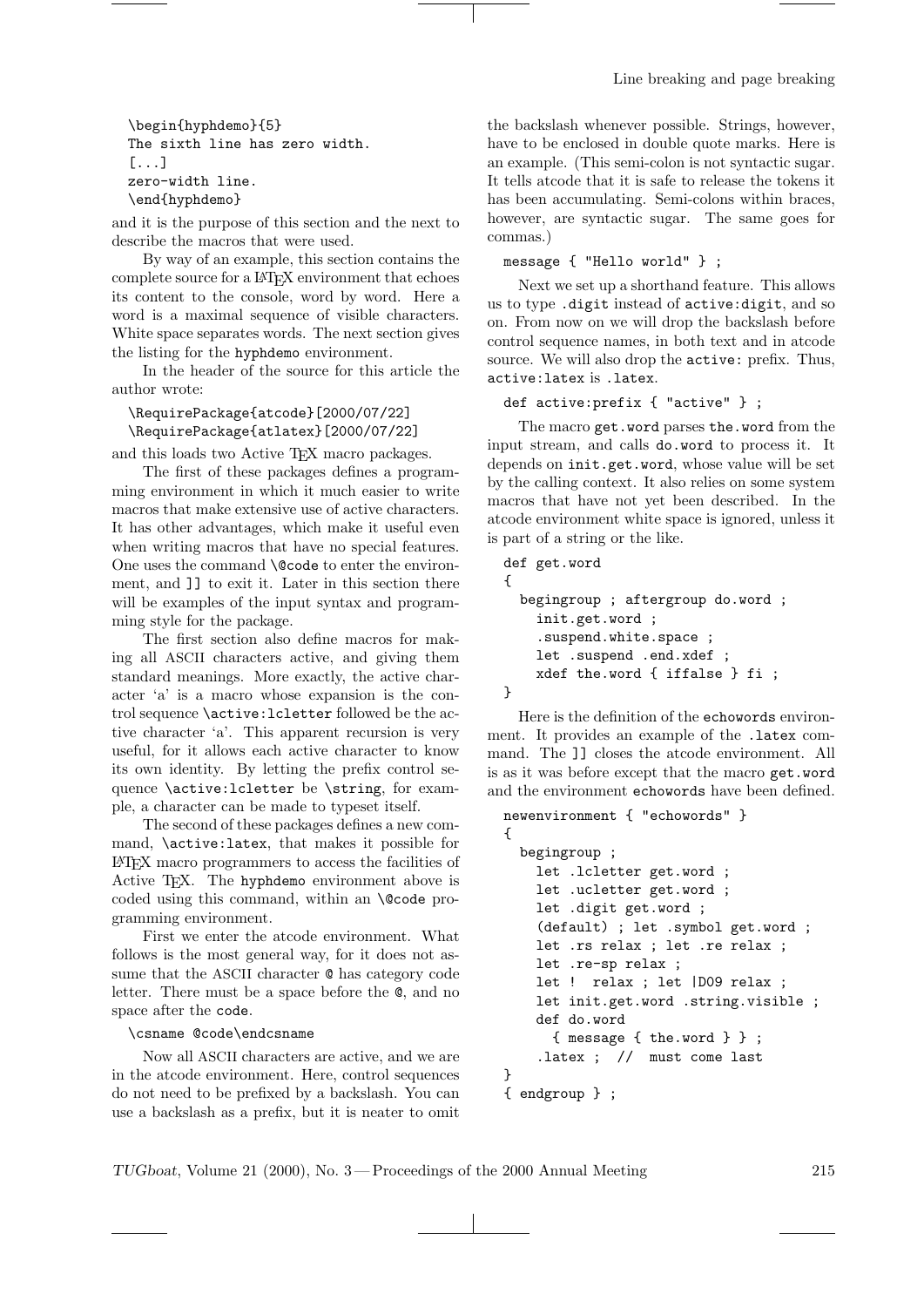```
\begin{hyphdemo}{5}
The sixth line has zero width.
[...]
zero-width line.
\end{hyphdemo}
```

and it is the purpose of this section and the next to describe the macros that were used.

By way of an example, this section contains the complete source for a LaTeX environment that echoes its content to the console, word by word. Here a word is a maximal sequence of visible characters. White space separates words. The next section gives the listing for the `hyphdemo` environment.

In the header of the source for this article the author wrote:

```
\RequirePackage{atcode}[2000/07/22]
\RequirePackage{atlatex}[2000/07/22]
```

and this loads two Active TeX macro packages.

The first of these packages defines a programming environment in which it much easier to write macros that make extensive use of active characters. It has other advantages, which make it useful even when writing macros that have no special features. One uses the command `\@code` to enter the environment, and `]]` to exit it. Later in this section there will be examples of the input syntax and programming style for the package.

The first section also define macros for making all ASCII characters active, and giving them standard meanings. More exactly, the active character 'a' is a macro whose expansion is the control sequence `\active:lcletter` followed be the active character 'a'. This apparent recursion is very useful, for it allows each active character to know its own identity. By letting the prefix control sequence `\active:lcletter` be `\string`, for example, a character can be made to typeset itself.

The second of these packages defines a new command, `\active:latex`, that makes it possible for LaTeX macro programmers to access the facilities of Active TeX. The `hyphdemo` environment above is coded using this command, within an `\@code` programming environment.

First we enter the atcode environment. What follows is the most general way, for it does not assume that the ASCII character `@` has category code letter. There must be a space before the `@`, and no space after the `code`.

```
\csname @code\endcsname
```

Now all ASCII characters are active, and we are in the atcode environment. Here, control sequences do not need to be prefixed by a backslash. You can use a backslash as a prefix, but it is neater to omit the backslash whenever possible. Strings, however, have to be enclosed in double quote marks. Here is an example. (This semi-colon is not syntactic sugar. It tells atcode that it is safe to release the tokens it has been accumulating. Semi-colons within braces, however, are syntactic sugar. The same goes for commas.)

```
message { "Hello world" } ;
```

Next we set up a shorthand feature. This allows us to type `.digit` instead of `active:digit`, and so on. From now on we will drop the backslash before control sequence names, in both text and in atcode source. We will also drop the `active:` prefix. Thus, `active:latex` is `.latex`.

```
def active:prefix { "active" } ;
```

The macro `get.word` parses `the.word` from the input stream, and calls `do.word` to process it. It depends on `init.get.word`, whose value will be set by the calling context. It also relies on some system macros that have not yet been described. In the atcode environment white space is ignored, unless it is part of a string or the like.

```
def get.word
{
  begingroup ; aftergroup do.word ;
    init.get.word ;
    .suspend.white.space ;
    let .suspend .end.xdef ;
    xdef the.word { iffalse } fi ;
}
```

Here is the definition of the `echowords` environment. It provides an example of the `.latex` command. The `]]` closes the atcode environment. All is as it was before except that the macro `get.word` and the environment `echowords` have been defined.

```
newenvironment { "echowords" }
{
  begingroup ;
    let .lcletter get.word ;
    let .ucletter get.word ;
    let .digit get.word ;
    (default) ; let .symbol get.word ;
    let .rs relax ; let .re relax ;
    let .re-sp relax ;
    let !  relax ; let |D09 relax ;
    let init.get.word .string.visible ;
    def do.word
      { message { the.word } } ;
    .latex ;  //  must come last
}
{ endgroup } ;
```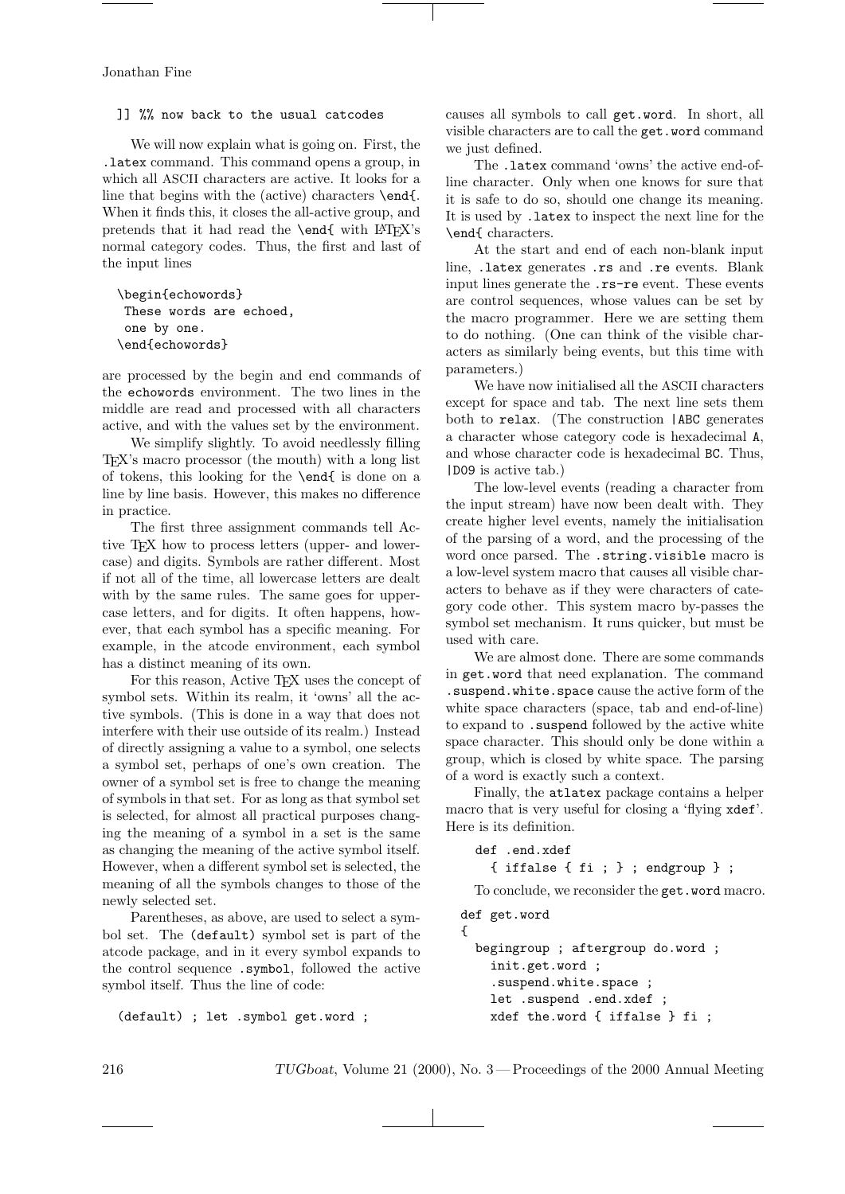```
]] %% now back to the usual catcodes
```

We will now explain what is going on. First, the `.latex` command. This command opens a group, in which all ASCII characters are active. It looks for a line that begins with the (active) characters `\end{`. When it finds this, it closes the all-active group, and pretends that it had read the `\end{` with LaTeX's normal category codes. Thus, the first and last of the input lines

```
\begin{echowords}
 These words are echoed,
 one by one.
\end{echowords}
```

are processed by the begin and end commands of the `echowords` environment. The two lines in the middle are read and processed with all characters active, and with the values set by the environment.

We simplify slightly. To avoid needlessly filling TeX's macro processor (the mouth) with a long list of tokens, this looking for the `\end{` is done on a line by line basis. However, this makes no difference in practice.

The first three assignment commands tell Active TeX how to process letters (upper- and lowercase) and digits. Symbols are rather different. Most if not all of the time, all lowercase letters are dealt with by the same rules. The same goes for uppercase letters, and for digits. It often happens, however, that each symbol has a specific meaning. For example, in the atcode environment, each symbol has a distinct meaning of its own.

For this reason, Active TeX uses the concept of symbol sets. Within its realm, it 'owns' all the active symbols. (This is done in a way that does not interfere with their use outside of its realm.) Instead of directly assigning a value to a symbol, one selects a symbol set, perhaps of one's own creation. The owner of a symbol set is free to change the meaning of symbols in that set. For as long as that symbol set is selected, for almost all practical purposes changing the meaning of a symbol in a set is the same as changing the meaning of the active symbol itself. However, when a different symbol set is selected, the meaning of all the symbols changes to those of the newly selected set.

Parentheses, as above, are used to select a symbol set. The `(default)` symbol set is part of the atcode package, and in it every symbol expands to the control sequence `.symbol`, followed the active symbol itself. Thus the line of code:

```
(default) ; let .symbol get.word ;
```

causes all symbols to call `get.word`. In short, all visible characters are to call the `get.word` command we just defined.

The `.latex` command 'owns' the active end-of-line character. Only when one knows for sure that it is safe to do so, should one change its meaning. It is used by `.latex` to inspect the next line for the `\end{` characters.

At the start and end of each non-blank input line, `.latex` generates `.rs` and `.re` events. Blank input lines generate the `.rs-re` event. These events are control sequences, whose values can be set by the macro programmer. Here we are setting them to do nothing. (One can think of the visible characters as similarly being events, but this time with parameters.)

We have now initialised all the ASCII characters except for space and tab. The next line sets them both to `relax`. (The construction `|ABC` generates a character whose category code is hexadecimal `A`, and whose character code is hexadecimal `BC`. Thus, `|D09` is active tab.)

The low-level events (reading a character from the input stream) have now been dealt with. They create higher level events, namely the initialisation of the parsing of a word, and the processing of the word once parsed. The `.string.visible` macro is a low-level system macro that causes all visible characters to behave as if they were characters of category code other. This system macro by-passes the symbol set mechanism. It runs quicker, but must be used with care.

We are almost done. There are some commands in `get.word` that need explanation. The command `.suspend.white.space` cause the active form of the white space characters (space, tab and end-of-line) to expand to `.suspend` followed by the active white space character. This should only be done within a group, which is closed by white space. The parsing of a word is exactly such a context.

Finally, the `atlatex` package contains a helper macro that is very useful for closing a 'flying `xdef`'. Here is its definition.

```
def .end.xdef
  { iffalse { fi ; } ; endgroup } ;
```

To conclude, we reconsider the `get.word` macro.

```
def get.word
{
  begingroup ; aftergroup do.word ;
    init.get.word ;
    .suspend.white.space ;
    let .suspend .end.xdef ;
    xdef the.word { iffalse } fi ;
```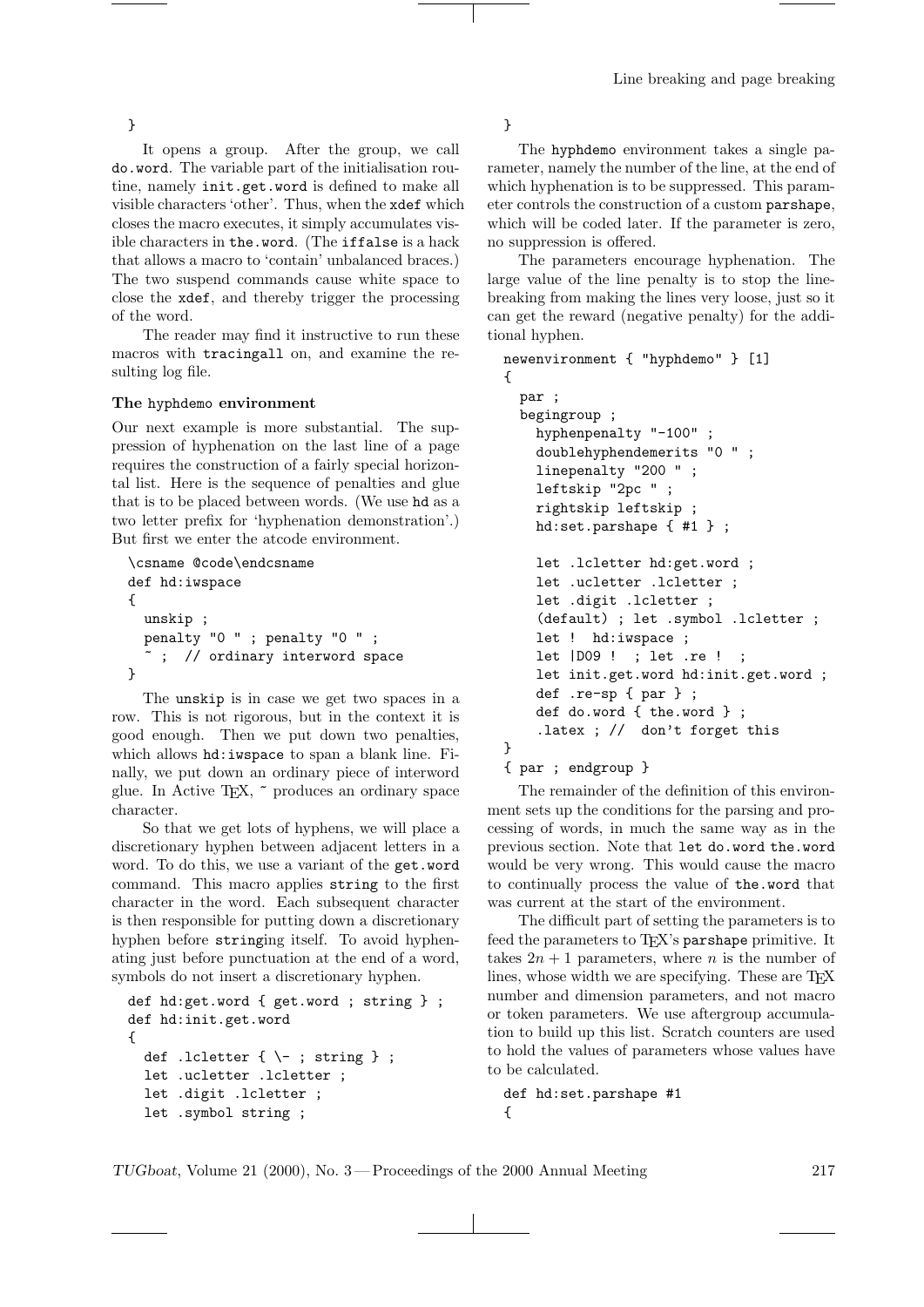```
}
```

It opens a group. After the group, we call `do.word`. The variable part of the initialisation routine, namely `init.get.word` is defined to make all visible characters 'other'. Thus, when the `xdef` which closes the macro executes, it simply accumulates visible characters in `the.word`. (The `iffalse` is a hack that allows a macro to 'contain' unbalanced braces.) The two suspend commands cause white space to close the `xdef`, and thereby trigger the processing of the word.

The reader may find it instructive to run these macros with `tracingall` on, and examine the resulting log file.

### The hyphdemo environment

Our next example is more substantial. The suppression of hyphenation on the last line of a page requires the construction of a fairly special horizontal list. Here is the sequence of penalties and glue that is to be placed between words. (We use `hd` as a two letter prefix for 'hyphenation demonstration'.) But first we enter the atcode environment.

```
\csname @code\endcsname
def hd:iwspace
{
  unskip ;
  penalty "0 " ; penalty "0 " ;
  ~ ;  // ordinary interword space
}
```

The `unskip` is in case we get two spaces in a row. This is not rigorous, but in the context it is good enough. Then we put down two penalties, which allows `hd:iwspace` to span a blank line. Finally, we put down an ordinary piece of interword glue. In Active TEX, `~` produces an ordinary space character.

So that we get lots of hyphens, we will place a discretionary hyphen between adjacent letters in a word. To do this, we use a variant of the `get.word` command. This macro applies `string` to the first character in the word. Each subsequent character is then responsible for putting down a discretionary hyphen before `string`ing itself. To avoid hyphenating just before punctuation at the end of a word, symbols do not insert a discretionary hyphen.

```
def hd:get.word { get.word ; string } ;
def hd:init.get.word
{
  def .lcletter { \- ; string } ;
  let .ucletter .lcletter ;
  let .digit .lcletter ;
  let .symbol string ;
}
```

The `hyphdemo` environment takes a single parameter, namely the number of the line, at the end of which hyphenation is to be suppressed. This parameter controls the construction of a custom `parshape`, which will be coded later. If the parameter is zero, no suppression is offered.

The parameters encourage hyphenation. The large value of the line penalty is to stop the line-breaking from making the lines very loose, just so it can get the reward (negative penalty) for the additional hyphen.

```
newenvironment { "hyphdemo" } [1]
{
  par ;
  begingroup ;
    hyphenpenalty "-100" ;
    doublehyphendemerits "0 " ;
    linepenalty "200 " ;
    leftskip "2pc " ;
    rightskip leftskip ;
    hd:set.parshape { #1 } ;

    let .lcletter hd:get.word ;
    let .ucletter .lcletter ;
    let .digit .lcletter ;
    (default) ; let .symbol .lcletter ;
    let !  hd:iwspace ;
    let |D09 !  ; let .re !  ;
    let init.get.word hd:init.get.word ;
    def .re-sp { par } ;
    def do.word { the.word } ;
    .latex ; //  don't forget this
}
{ par ; endgroup }
```

The remainder of the definition of this environment sets up the conditions for the parsing and processing of words, in much the same way as in the previous section. Note that `let do.word the.word` would be very wrong. This would cause the macro to continually process the value of `the.word` that was current at the start of the environment.

The difficult part of setting the parameters is to feed the parameters to TEX's `parshape` primitive. It takes $2n + 1$ parameters, where $n$ is the number of lines, whose width we are specifying. These are TEX number and dimension parameters, and not macro or token parameters. We use aftergroup accumulation to build up this list. Scratch counters are used to hold the values of parameters whose values have to be calculated.

```
def hd:set.parshape #1
{
```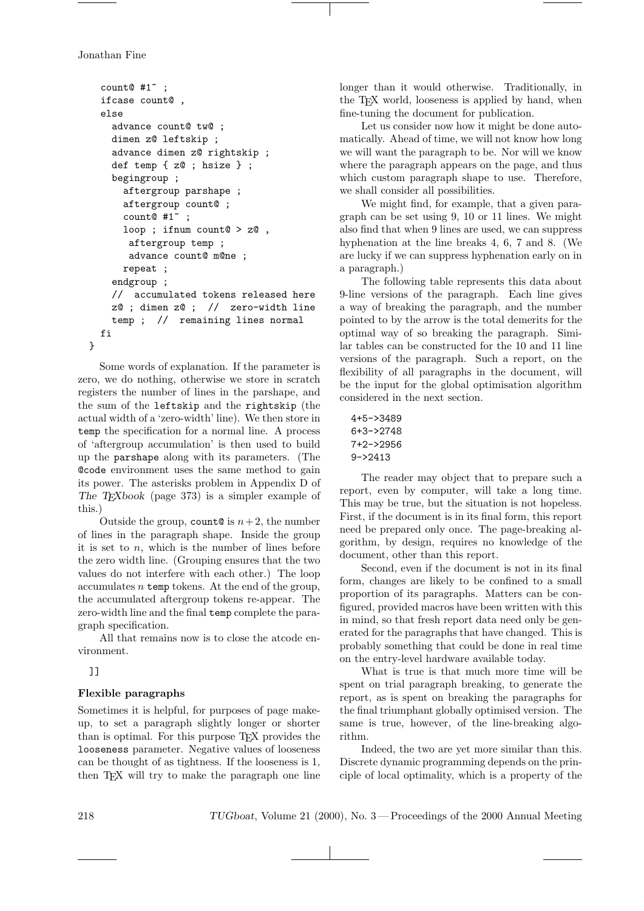```
    count@ #1~ ;
    ifcase count@ ,
    else
      advance count@ tw@ ;
      dimen z@ leftskip ;
      advance dimen z@ rightskip ;
      def temp { z@ ; hsize } ;
      begingroup ;
        aftergroup parshape ;
        aftergroup count@ ;
        count@ #1~ ;
        loop ; ifnum count@ > z@ ,
         aftergroup temp ;
         advance count@ m@ne ;
        repeat ;
      endgroup ;
      //  accumulated tokens released here
      z@ ; dimen z@ ;  //  zero-width line
      temp ;  //  remaining lines normal
  fi
}
```

Some words of explanation. If the parameter is zero, we do nothing, otherwise we store in scratch registers the number of lines in the parshape, and the sum of the `leftskip` and the `rightskip` (the actual width of a 'zero-width' line). We then store in `temp` the specification for a normal line. A process of 'aftergroup accumulation' is then used to build up the `parshape` along with its parameters. (The `@code` environment uses the same method to gain its power. The asterisks problem in Appendix D of *The TEXbook* (page 373) is a simpler example of this.)

Outside the group, `count@` is $n+2$, the number of lines in the paragraph shape. Inside the group it is set to $n$, which is the number of lines before the zero width line. (Grouping ensures that the two values do not interfere with each other.) The loop accumulates $n$ `temp` tokens. At the end of the group, the accumulated aftergroup tokens re-appear. The zero-width line and the final `temp` complete the paragraph specification.

All that remains now is to close the atcode environment.

```
]]
```

### Flexible paragraphs

Sometimes it is helpful, for purposes of page makeup, to set a paragraph slightly longer or shorter than is optimal. For this purpose TEX provides the `looseness` parameter. Negative values of looseness can be thought of as tightness. If the looseness is 1, then TEX will try to make the paragraph one line longer than it would otherwise. Traditionally, in the TEX world, looseness is applied by hand, when fine-tuning the document for publication.

Let us consider now how it might be done automatically. Ahead of time, we will not know how long we will want the paragraph to be. Nor will we know where the paragraph appears on the page, and thus which custom paragraph shape to use. Therefore, we shall consider all possibilities.

We might find, for example, that a given paragraph can be set using 9, 10 or 11 lines. We might also find that when 9 lines are used, we can suppress hyphenation at the line breaks 4, 6, 7 and 8. (We are lucky if we can suppress hyphenation early on in a paragraph.)

The following table represents this data about 9-line versions of the paragraph. Each line gives a way of breaking the paragraph, and the number pointed to by the arrow is the total demerits for the optimal way of so breaking the paragraph. Similar tables can be constructed for the 10 and 11 line versions of the paragraph. Such a report, on the flexibility of all paragraphs in the document, will be the input for the global optimisation algorithm considered in the next section.

```
4+5->3489
6+3->2748
7+2->2956
9->2413
```

The reader may object that to prepare such a report, even by computer, will take a long time. This may be true, but the situation is not hopeless. First, if the document is in its final form, this report need be prepared only once. The page-breaking algorithm, by design, requires no knowledge of the document, other than this report.

Second, even if the document is not in its final form, changes are likely to be confined to a small proportion of its paragraphs. Matters can be configured, provided macros have been written with this in mind, so that fresh report data need only be generated for the paragraphs that have changed. This is probably something that could be done in real time on the entry-level hardware available today.

What is true is that much more time will be spent on trial paragraph breaking, to generate the report, as is spent on breaking the paragraphs for the final triumphant globally optimised version. The same is true, however, of the line-breaking algorithm.

Indeed, the two are yet more similar than this. Discrete dynamic programming depends on the principle of local optimality, which is a property of the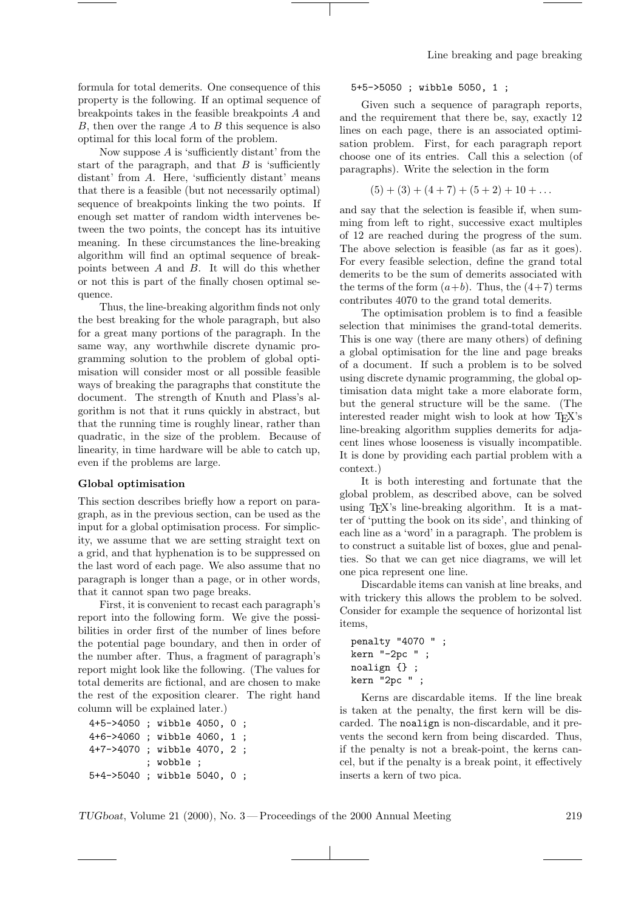formula for total demerits. One consequence of this property is the following. If an optimal sequence of breakpoints takes in the feasible breakpoints $A$ and $B$, then over the range $A$ to $B$ this sequence is also optimal for this local form of the problem.

Now suppose $A$ is 'sufficiently distant' from the start of the paragraph, and that $B$ is 'sufficiently distant' from $A$. Here, 'sufficiently distant' means that there is a feasible (but not necessarily optimal) sequence of breakpoints linking the two points. If enough set matter of random width intervenes between the two points, the concept has its intuitive meaning. In these circumstances the line-breaking algorithm will find an optimal sequence of breakpoints between $A$ and $B$. It will do this whether or not this is part of the finally chosen optimal sequence.

Thus, the line-breaking algorithm finds not only the best breaking for the whole paragraph, but also for a great many portions of the paragraph. In the same way, any worthwhile discrete dynamic programming solution to the problem of global optimisation will consider most or all possible feasible ways of breaking the paragraphs that constitute the document. The strength of Knuth and Plass's algorithm is not that it runs quickly in abstract, but that the running time is roughly linear, rather than quadratic, in the size of the problem. Because of linearity, in time hardware will be able to catch up, even if the problems are large.

### Global optimisation

This section describes briefly how a report on paragraph, as in the previous section, can be used as the input for a global optimisation process. For simplicity, we assume that we are setting straight text on a grid, and that hyphenation is to be suppressed on the last word of each page. We also assume that no paragraph is longer than a page, or in other words, that it cannot span two page breaks.

First, it is convenient to recast each paragraph's report into the following form. We give the possibilities in order first of the number of lines before the potential page boundary, and then in order of the number after. Thus, a fragment of paragraph's report might look like the following. (The values for total demerits are fictional, and are chosen to make the rest of the exposition clearer. The right hand column will be explained later.)

```
4+5->4050 ; wibble 4050, 0 ;
4+6->4060 ; wibble 4060, 1 ;
4+7->4070 ; wibble 4070, 2 ;
          ; wobble ;
5+4->5040 ; wibble 5040, 0 ;
5+5->5050 ; wibble 5050, 1 ;
```

Given such a sequence of paragraph reports, and the requirement that there be, say, exactly 12 lines on each page, there is an associated optimisation problem. First, for each paragraph report choose one of its entries. Call this a selection (of paragraphs). Write the selection in the form

$$(5) + (3) + (4 + 7) + (5 + 2) + 10 + \dots$$

and say that the selection is feasible if, when summing from left to right, successive exact multiples of 12 are reached during the progress of the sum. The above selection is feasible (as far as it goes). For every feasible selection, define the grand total demerits to be the sum of demerits associated with the terms of the form $(a+b)$. Thus, the $(4+7)$ terms contributes 4070 to the grand total demerits.

The optimisation problem is to find a feasible selection that minimises the grand-total demerits. This is one way (there are many others) of defining a global optimisation for the line and page breaks of a document. If such a problem is to be solved using discrete dynamic programming, the global optimisation data might take a more elaborate form, but the general structure will be the same. (The interested reader might wish to look at how TeX's line-breaking algorithm supplies demerits for adjacent lines whose looseness is visually incompatible. It is done by providing each partial problem with a context.)

It is both interesting and fortunate that the global problem, as described above, can be solved using TeX's line-breaking algorithm. It is a matter of 'putting the book on its side', and thinking of each line as a 'word' in a paragraph. The problem is to construct a suitable list of boxes, glue and penalties. So that we can get nice diagrams, we will let one pica represent one line.

Discardable items can vanish at line breaks, and with trickery this allows the problem to be solved. Consider for example the sequence of horizontal list items,

```
penalty "4070 " ;
kern "-2pc " ;
noalign {} ;
kern "2pc " ;
```

Kerns are discardable items. If the line break is taken at the penalty, the first kern will be discarded. The `noalign` is non-discardable, and it prevents the second kern from being discarded. Thus, if the penalty is not a break-point, the kerns cancel, but if the penalty is a break point, it effectively inserts a kern of two pica.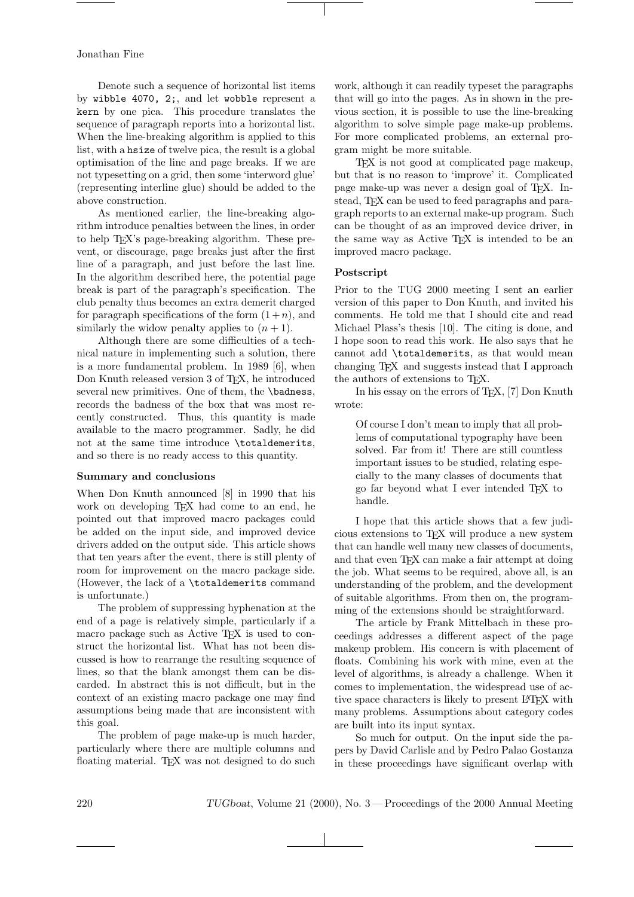Denote such a sequence of horizontal list items by `wibble 4070, 2;`, and let `wobble` represent a `kern` by one pica. This procedure translates the sequence of paragraph reports into a horizontal list. When the line-breaking algorithm is applied to this list, with a `hsize` of twelve pica, the result is a global optimisation of the line and page breaks. If we are not typesetting on a grid, then some 'interword glue' (representing interline glue) should be added to the above construction.

As mentioned earlier, the line-breaking algorithm introduce penalties between the lines, in order to help TEX's page-breaking algorithm. These prevent, or discourage, page breaks just after the first line of a paragraph, and just before the last line. In the algorithm described here, the potential page break is part of the paragraph's specification. The club penalty thus becomes an extra demerit charged for paragraph specifications of the form $(1+n)$, and similarly the widow penalty applies to $(n+1)$.

Although there are some difficulties of a technical nature in implementing such a solution, there is a more fundamental problem. In 1989 [6], when Don Knuth released version 3 of TEX, he introduced several new primitives. One of them, the `\badness`, records the badness of the box that was most recently constructed. Thus, this quantity is made available to the macro programmer. Sadly, he did not at the same time introduce `\totaldemerits`, and so there is no ready access to this quantity.

**Summary and conclusions**

When Don Knuth announced [8] in 1990 that his work on developing TEX had come to an end, he pointed out that improved macro packages could be added on the input side, and improved device drivers added on the output side. This article shows that ten years after the event, there is still plenty of room for improvement on the macro package side. (However, the lack of a `\totaldemerits` command is unfortunate.)

The problem of suppressing hyphenation at the end of a page is relatively simple, particularly if a macro package such as Active TEX is used to construct the horizontal list. What has not been discussed is how to rearrange the resulting sequence of lines, so that the blank amongst them can be discarded. In abstract this is not difficult, but in the context of an existing macro package one may find assumptions being made that are inconsistent with this goal.

The problem of page make-up is much harder, particularly where there are multiple columns and floating material. TEX was not designed to do such work, although it can readily typeset the paragraphs that will go into the pages. As in shown in the previous section, it is possible to use the line-breaking algorithm to solve simple page make-up problems. For more complicated problems, an external program might be more suitable.

TEX is not good at complicated page makeup, but that is no reason to 'improve' it. Complicated page make-up was never a design goal of TEX. Instead, TEX can be used to feed paragraphs and paragraph reports to an external make-up program. Such can be thought of as an improved device driver, in the same way as Active TEX is intended to be an improved macro package.

**Postscript**

Prior to the TUG 2000 meeting I sent an earlier version of this paper to Don Knuth, and invited his comments. He told me that I should cite and read Michael Plass's thesis [10]. The citing is done, and I hope soon to read this work. He also says that he cannot add `\totaldemerits`, as that would mean changing TEX and suggests instead that I approach the authors of extensions to TEX.

In his essay on the errors of TEX, [7] Don Knuth wrote:

> Of course I don't mean to imply that all problems of computational typography have been solved. Far from it! There are still countless important issues to be studied, relating especially to the many classes of documents that go far beyond what I ever intended TEX to handle.

I hope that this article shows that a few judicious extensions to TEX will produce a new system that can handle well many new classes of documents, and that even TEX can make a fair attempt at doing the job. What seems to be required, above all, is an understanding of the problem, and the development of suitable algorithms. From then on, the programming of the extensions should be straightforward.

The article by Frank Mittelbach in these proceedings addresses a different aspect of the page makeup problem. His concern is with placement of floats. Combining his work with mine, even at the level of algorithms, is already a challenge. When it comes to implementation, the widespread use of active space characters is likely to present LATEX with many problems. Assumptions about category codes are built into its input syntax.

So much for output. On the input side the papers by David Carlisle and by Pedro Palao Gostanza in these proceedings have significant overlap with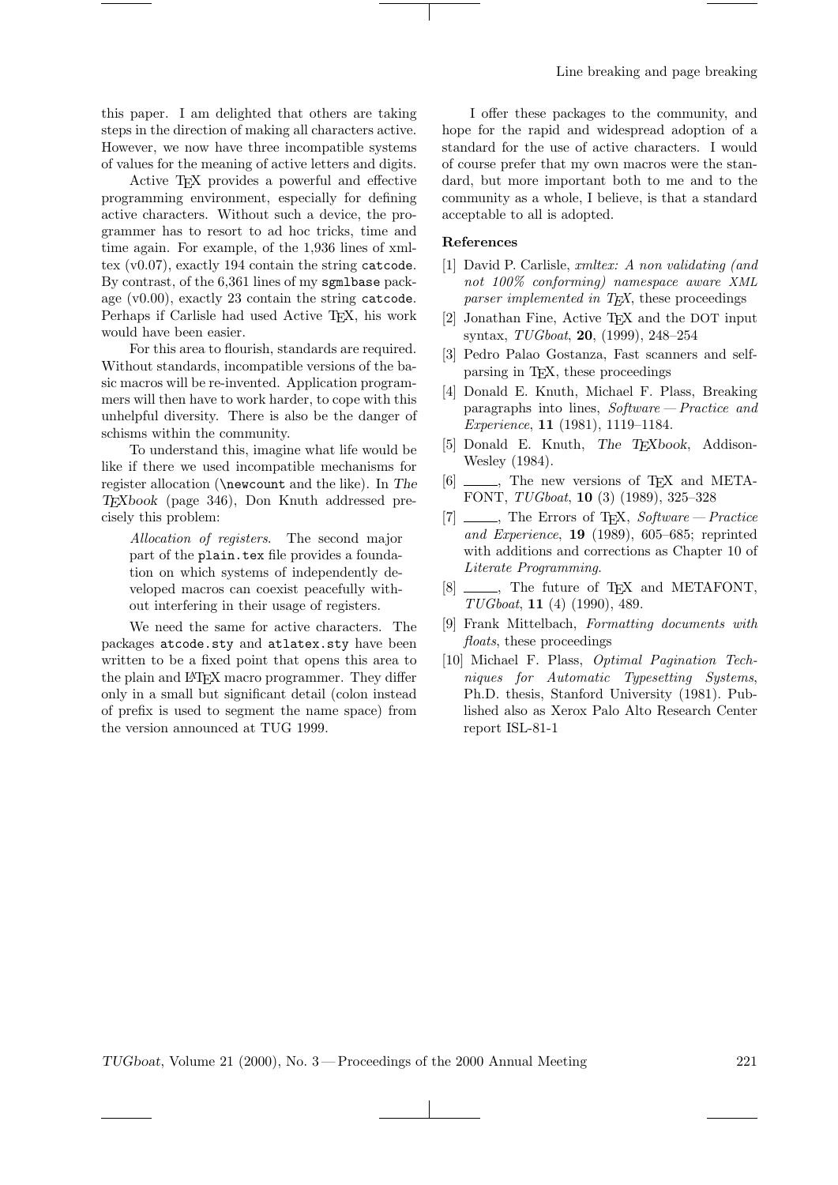this paper. I am delighted that others are taking steps in the direction of making all characters active. However, we now have three incompatible systems of values for the meaning of active letters and digits.

Active TEX provides a powerful and effective programming environment, especially for defining active characters. Without such a device, the programmer has to resort to ad hoc tricks, time and time again. For example, of the 1,936 lines of xmltex (v0.07), exactly 194 contain the string `catcode`. By contrast, of the 6,361 lines of my `sgmlbase` package (v0.00), exactly 23 contain the string `catcode`. Perhaps if Carlisle had used Active TEX, his work would have been easier.

For this area to flourish, standards are required. Without standards, incompatible versions of the basic macros will be re-invented. Application programmers will then have to work harder, to cope with this unhelpful diversity. There is also be the danger of schisms within the community.

To understand this, imagine what life would be like if there we used incompatible mechanisms for register allocation (`\newcount` and the like). In *The TEXbook* (page 346), Don Knuth addressed precisely this problem:

> *Allocation of registers.* The second major part of the `plain.tex` file provides a foundation on which systems of independently developed macros can coexist peacefully without interfering in their usage of registers.

We need the same for active characters. The packages `atcode.sty` and `atlatex.sty` have been written to be a fixed point that opens this area to the plain and LATEX macro programmer. They differ only in a small but significant detail (colon instead of prefix is used to segment the name space) from the version announced at TUG 1999.

I offer these packages to the community, and hope for the rapid and widespread adoption of a standard for the use of active characters. I would of course prefer that my own macros were the standard, but more important both to me and to the community as a whole, I believe, is that a standard acceptable to all is adopted.

### References

[1] David P. Carlisle, *xmltex: A non validating (and not 100% conforming) namespace aware XML parser implemented in TEX*, these proceedings

[2] Jonathan Fine, Active TEX and the DOT input syntax, *TUGboat*, **20**, (1999), 248–254

[3] Pedro Palao Gostanza, Fast scanners and self-parsing in TEX, these proceedings

[4] Donald E. Knuth, Michael F. Plass, Breaking paragraphs into lines, *Software — Practice and Experience*, **11** (1981), 1119–1184.

[5] Donald E. Knuth, *The TEXbook*, Addison-Wesley (1984).

[6] \_\_\_\_\_, The new versions of TEX and METAFONT, *TUGboat*, **10** (3) (1989), 325–328

[7] \_\_\_\_\_, The Errors of TEX, *Software — Practice and Experience*, **19** (1989), 605–685; reprinted with additions and corrections as Chapter 10 of *Literate Programming*.

[8] \_\_\_\_\_, The future of TEX and METAFONT, *TUGboat*, **11** (4) (1990), 489.

[9] Frank Mittelbach, *Formatting documents with floats*, these proceedings

[10] Michael F. Plass, *Optimal Pagination Techniques for Automatic Typesetting Systems*, Ph.D. thesis, Stanford University (1981). Published also as Xerox Palo Alto Research Center report ISL-81-1